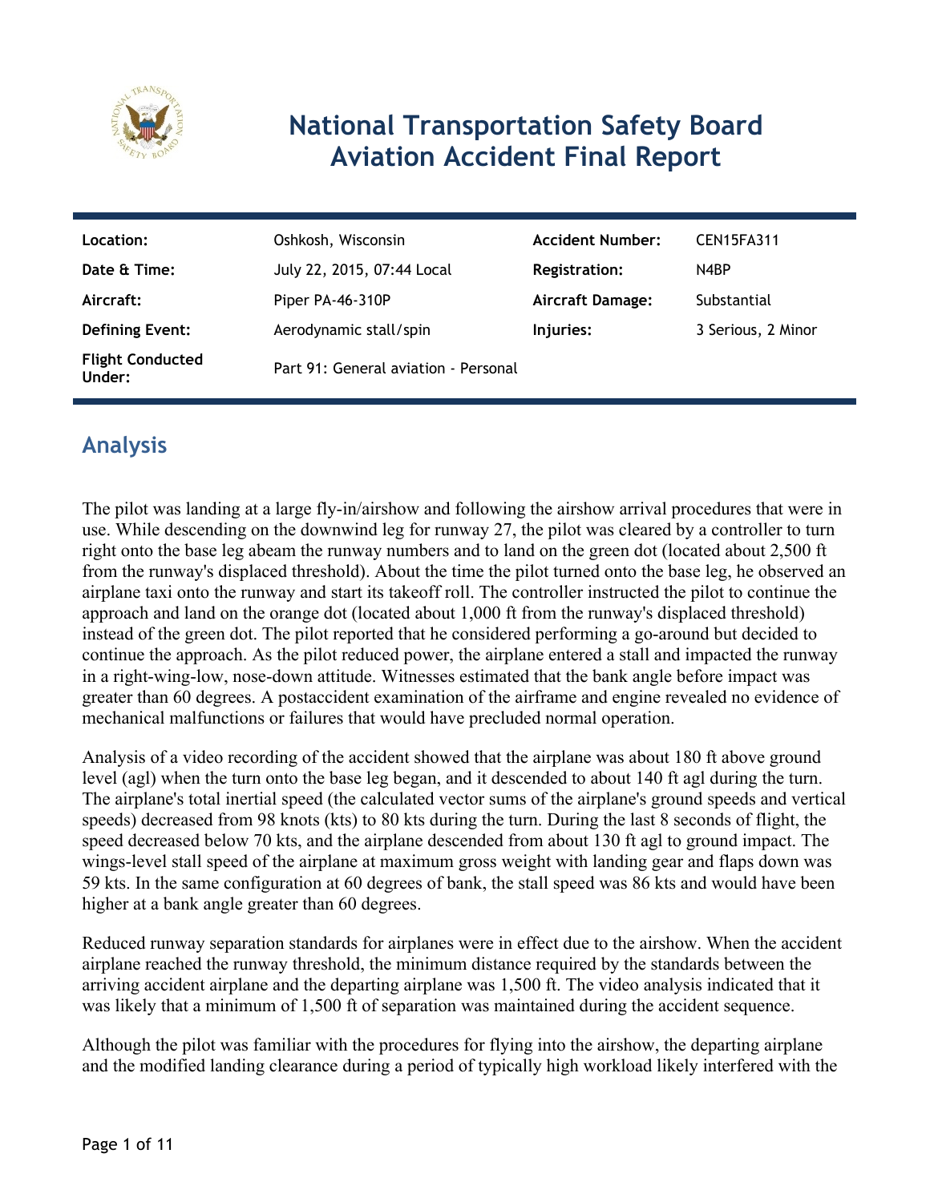# National Transportation Safety Board Aviation Accident Final Report

| Location: | Oshkosh, Wisconsin | Accident Number: | CEN15FA311 |
|---|---|---|---|
| Date & Time: | July 22, 2015, 07:44 Local | Registration: | N4BP |
| Aircraft: | Piper PA-46-310P | Aircraft Damage: | Substantial |
| Defining Event: | Aerodynamic stall/spin | Injuries: | 3 Serious, 2 Minor |
| Flight Conducted Under: | Part 91: General aviation - Personal | | |

## Analysis

The pilot was landing at a large fly-in/airshow and following the airshow arrival procedures that were in use. While descending on the downwind leg for runway 27, the pilot was cleared by a controller to turn right onto the base leg abeam the runway numbers and to land on the green dot (located about 2,500 ft from the runway's displaced threshold). About the time the pilot turned onto the base leg, he observed an airplane taxi onto the runway and start its takeoff roll. The controller instructed the pilot to continue the approach and land on the orange dot (located about 1,000 ft from the runway's displaced threshold) instead of the green dot. The pilot reported that he considered performing a go-around but decided to continue the approach. As the pilot reduced power, the airplane entered a stall and impacted the runway in a right-wing-low, nose-down attitude. Witnesses estimated that the bank angle before impact was greater than 60 degrees. A postaccident examination of the airframe and engine revealed no evidence of mechanical malfunctions or failures that would have precluded normal operation.

Analysis of a video recording of the accident showed that the airplane was about 180 ft above ground level (agl) when the turn onto the base leg began, and it descended to about 140 ft agl during the turn. The airplane's total inertial speed (the calculated vector sums of the airplane's ground speeds and vertical speeds) decreased from 98 knots (kts) to 80 kts during the turn. During the last 8 seconds of flight, the speed decreased below 70 kts, and the airplane descended from about 130 ft agl to ground impact. The wings-level stall speed of the airplane at maximum gross weight with landing gear and flaps down was 59 kts. In the same configuration at 60 degrees of bank, the stall speed was 86 kts and would have been higher at a bank angle greater than 60 degrees.

Reduced runway separation standards for airplanes were in effect due to the airshow. When the accident airplane reached the runway threshold, the minimum distance required by the standards between the arriving accident airplane and the departing airplane was 1,500 ft. The video analysis indicated that it was likely that a minimum of 1,500 ft of separation was maintained during the accident sequence.

Although the pilot was familiar with the procedures for flying into the airshow, the departing airplane and the modified landing clearance during a period of typically high workload likely interfered with the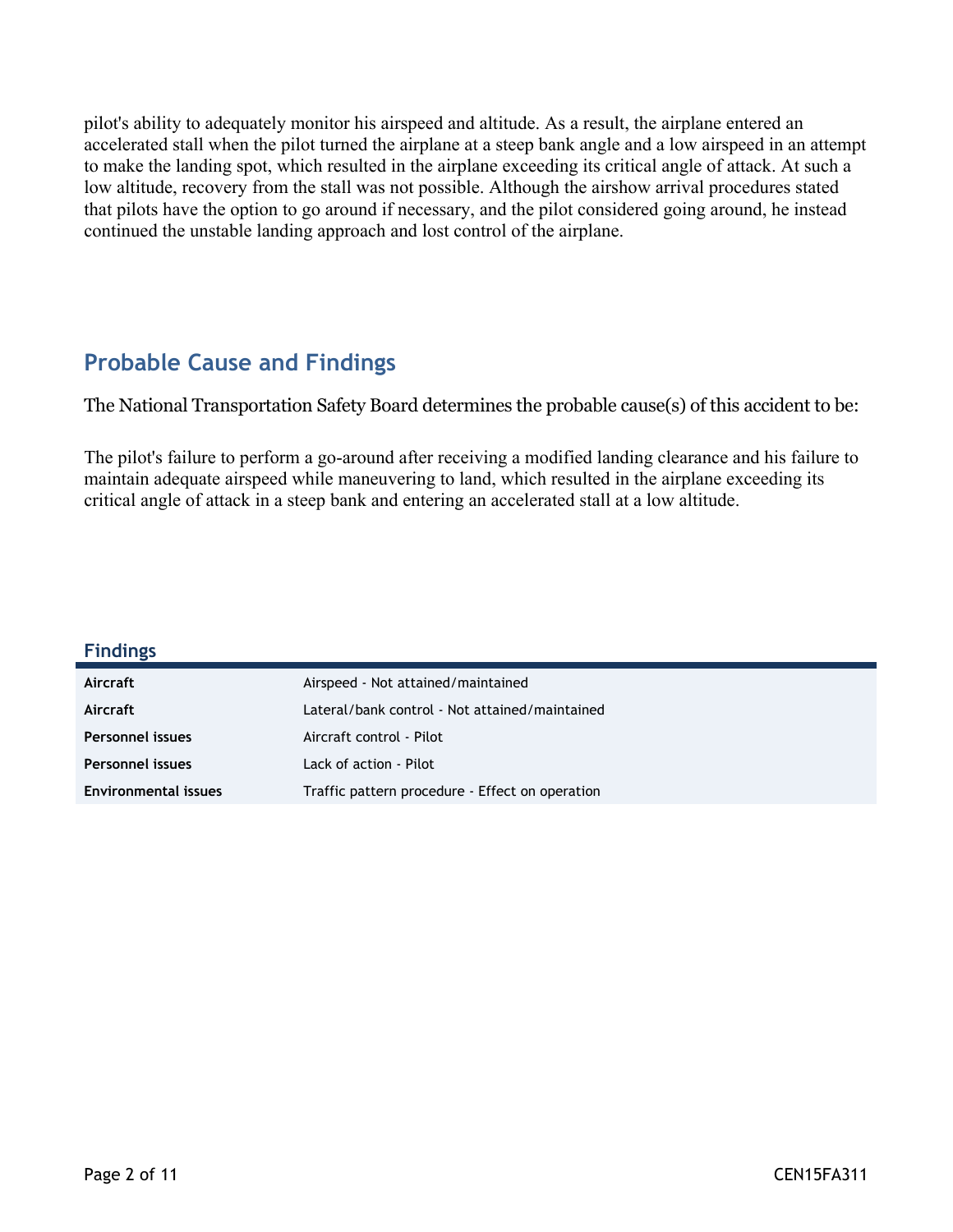pilot's ability to adequately monitor his airspeed and altitude. As a result, the airplane entered an accelerated stall when the pilot turned the airplane at a steep bank angle and a low airspeed in an attempt to make the landing spot, which resulted in the airplane exceeding its critical angle of attack. At such a low altitude, recovery from the stall was not possible. Although the airshow arrival procedures stated that pilots have the option to go around if necessary, and the pilot considered going around, he instead continued the unstable landing approach and lost control of the airplane.

## Probable Cause and Findings

The National Transportation Safety Board determines the probable cause(s) of this accident to be:

The pilot's failure to perform a go-around after receiving a modified landing clearance and his failure to maintain adequate airspeed while maneuvering to land, which resulted in the airplane exceeding its critical angle of attack in a steep bank and entering an accelerated stall at a low altitude.

### Findings

| | |
|---|---|
| **Aircraft** | Airspeed - Not attained/maintained |
| **Aircraft** | Lateral/bank control - Not attained/maintained |
| **Personnel issues** | Aircraft control - Pilot |
| **Personnel issues** | Lack of action - Pilot |
| **Environmental issues** | Traffic pattern procedure - Effect on operation |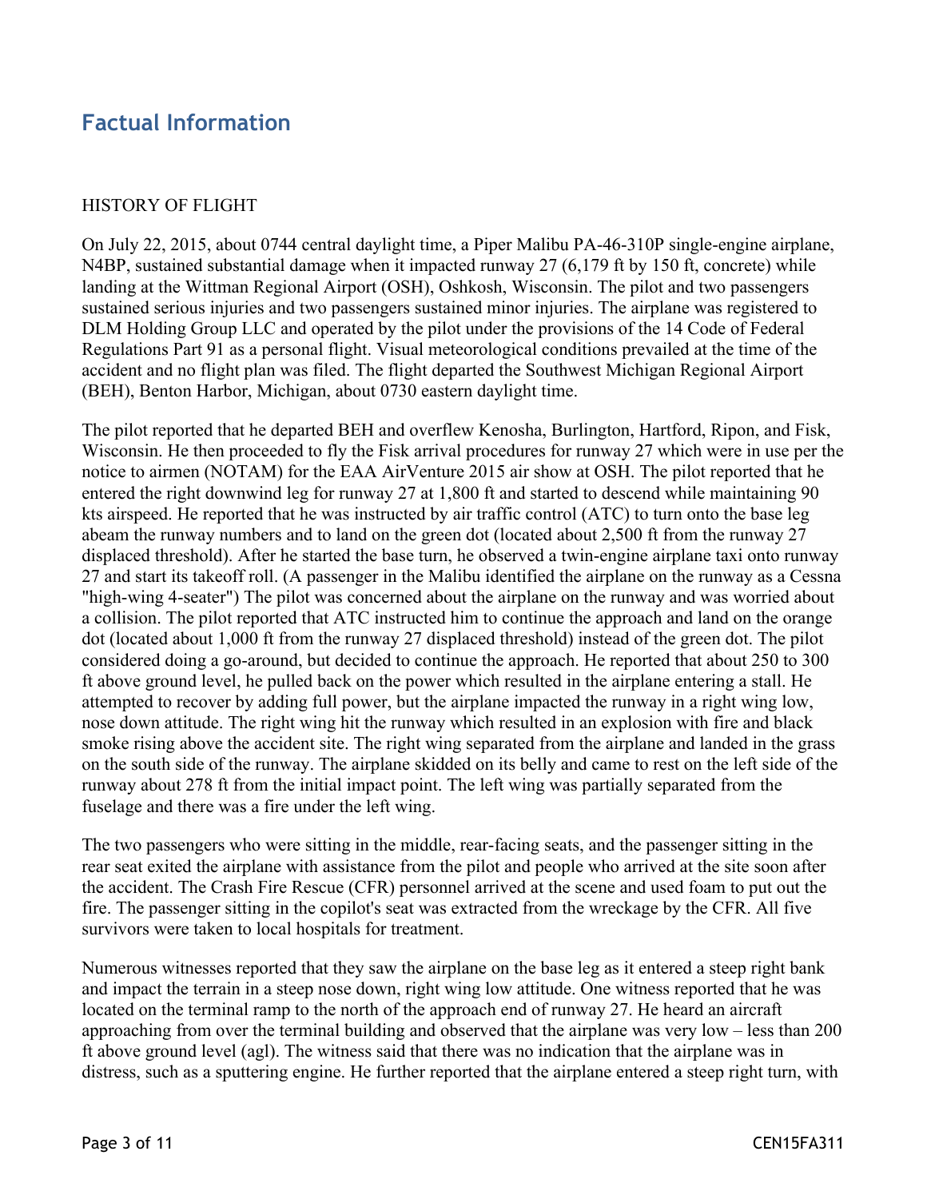## Factual Information

HISTORY OF FLIGHT

On July 22, 2015, about 0744 central daylight time, a Piper Malibu PA-46-310P single-engine airplane, N4BP, sustained substantial damage when it impacted runway 27 (6,179 ft by 150 ft, concrete) while landing at the Wittman Regional Airport (OSH), Oshkosh, Wisconsin. The pilot and two passengers sustained serious injuries and two passengers sustained minor injuries. The airplane was registered to DLM Holding Group LLC and operated by the pilot under the provisions of the 14 Code of Federal Regulations Part 91 as a personal flight. Visual meteorological conditions prevailed at the time of the accident and no flight plan was filed. The flight departed the Southwest Michigan Regional Airport (BEH), Benton Harbor, Michigan, about 0730 eastern daylight time.

The pilot reported that he departed BEH and overflew Kenosha, Burlington, Hartford, Ripon, and Fisk, Wisconsin. He then proceeded to fly the Fisk arrival procedures for runway 27 which were in use per the notice to airmen (NOTAM) for the EAA AirVenture 2015 air show at OSH. The pilot reported that he entered the right downwind leg for runway 27 at 1,800 ft and started to descend while maintaining 90 kts airspeed. He reported that he was instructed by air traffic control (ATC) to turn onto the base leg abeam the runway numbers and to land on the green dot (located about 2,500 ft from the runway 27 displaced threshold). After he started the base turn, he observed a twin-engine airplane taxi onto runway 27 and start its takeoff roll. (A passenger in the Malibu identified the airplane on the runway as a Cessna "high-wing 4-seater") The pilot was concerned about the airplane on the runway and was worried about a collision. The pilot reported that ATC instructed him to continue the approach and land on the orange dot (located about 1,000 ft from the runway 27 displaced threshold) instead of the green dot. The pilot considered doing a go-around, but decided to continue the approach. He reported that about 250 to 300 ft above ground level, he pulled back on the power which resulted in the airplane entering a stall. He attempted to recover by adding full power, but the airplane impacted the runway in a right wing low, nose down attitude. The right wing hit the runway which resulted in an explosion with fire and black smoke rising above the accident site. The right wing separated from the airplane and landed in the grass on the south side of the runway. The airplane skidded on its belly and came to rest on the left side of the runway about 278 ft from the initial impact point. The left wing was partially separated from the fuselage and there was a fire under the left wing.

The two passengers who were sitting in the middle, rear-facing seats, and the passenger sitting in the rear seat exited the airplane with assistance from the pilot and people who arrived at the site soon after the accident. The Crash Fire Rescue (CFR) personnel arrived at the scene and used foam to put out the fire. The passenger sitting in the copilot's seat was extracted from the wreckage by the CFR. All five survivors were taken to local hospitals for treatment.

Numerous witnesses reported that they saw the airplane on the base leg as it entered a steep right bank and impact the terrain in a steep nose down, right wing low attitude. One witness reported that he was located on the terminal ramp to the north of the approach end of runway 27. He heard an aircraft approaching from over the terminal building and observed that the airplane was very low – less than 200 ft above ground level (agl). The witness said that there was no indication that the airplane was in distress, such as a sputtering engine. He further reported that the airplane entered a steep right turn, with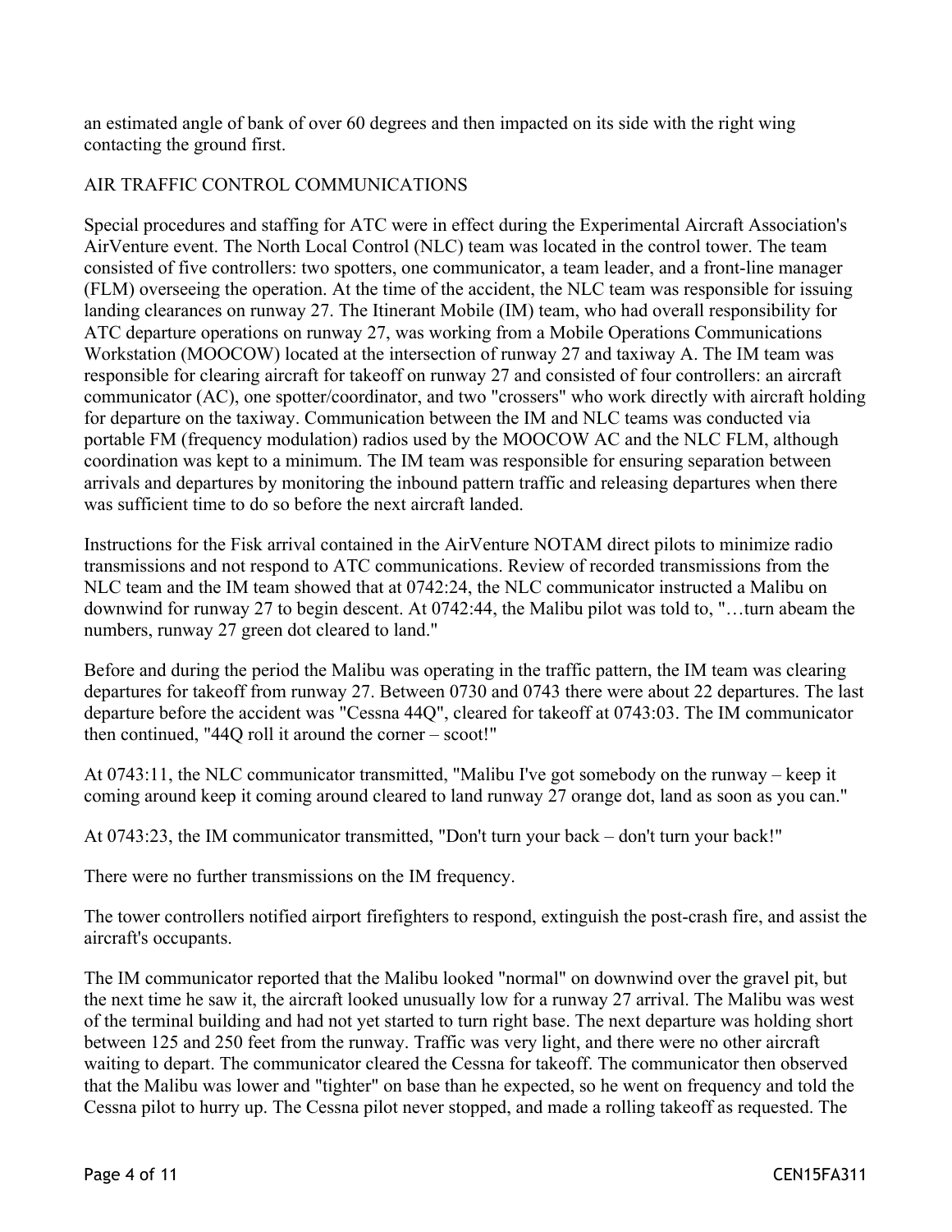an estimated angle of bank of over 60 degrees and then impacted on its side with the right wing contacting the ground first.

## AIR TRAFFIC CONTROL COMMUNICATIONS

Special procedures and staffing for ATC were in effect during the Experimental Aircraft Association's AirVenture event. The North Local Control (NLC) team was located in the control tower. The team consisted of five controllers: two spotters, one communicator, a team leader, and a front-line manager (FLM) overseeing the operation. At the time of the accident, the NLC team was responsible for issuing landing clearances on runway 27. The Itinerant Mobile (IM) team, who had overall responsibility for ATC departure operations on runway 27, was working from a Mobile Operations Communications Workstation (MOOCOW) located at the intersection of runway 27 and taxiway A. The IM team was responsible for clearing aircraft for takeoff on runway 27 and consisted of four controllers: an aircraft communicator (AC), one spotter/coordinator, and two "crossers" who work directly with aircraft holding for departure on the taxiway. Communication between the IM and NLC teams was conducted via portable FM (frequency modulation) radios used by the MOOCOW AC and the NLC FLM, although coordination was kept to a minimum. The IM team was responsible for ensuring separation between arrivals and departures by monitoring the inbound pattern traffic and releasing departures when there was sufficient time to do so before the next aircraft landed.

Instructions for the Fisk arrival contained in the AirVenture NOTAM direct pilots to minimize radio transmissions and not respond to ATC communications. Review of recorded transmissions from the NLC team and the IM team showed that at 0742:24, the NLC communicator instructed a Malibu on downwind for runway 27 to begin descent. At 0742:44, the Malibu pilot was told to, "…turn abeam the numbers, runway 27 green dot cleared to land."

Before and during the period the Malibu was operating in the traffic pattern, the IM team was clearing departures for takeoff from runway 27. Between 0730 and 0743 there were about 22 departures. The last departure before the accident was "Cessna 44Q", cleared for takeoff at 0743:03. The IM communicator then continued, "44Q roll it around the corner – scoot!"

At 0743:11, the NLC communicator transmitted, "Malibu I've got somebody on the runway – keep it coming around keep it coming around cleared to land runway 27 orange dot, land as soon as you can."

At 0743:23, the IM communicator transmitted, "Don't turn your back – don't turn your back!"

There were no further transmissions on the IM frequency.

The tower controllers notified airport firefighters to respond, extinguish the post-crash fire, and assist the aircraft's occupants.

The IM communicator reported that the Malibu looked "normal" on downwind over the gravel pit, but the next time he saw it, the aircraft looked unusually low for a runway 27 arrival. The Malibu was west of the terminal building and had not yet started to turn right base. The next departure was holding short between 125 and 250 feet from the runway. Traffic was very light, and there were no other aircraft waiting to depart. The communicator cleared the Cessna for takeoff. The communicator then observed that the Malibu was lower and "tighter" on base than he expected, so he went on frequency and told the Cessna pilot to hurry up. The Cessna pilot never stopped, and made a rolling takeoff as requested. The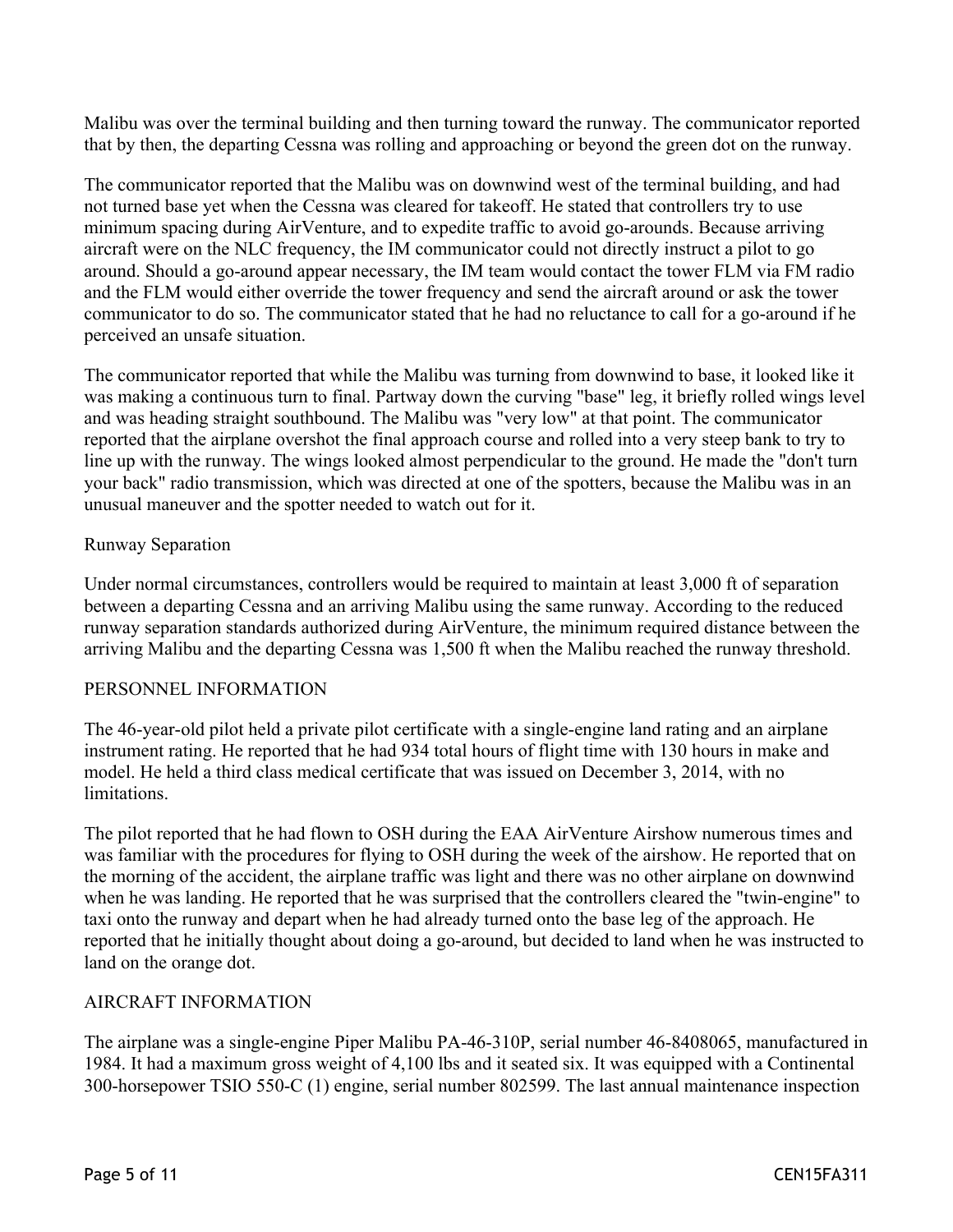Malibu was over the terminal building and then turning toward the runway. The communicator reported that by then, the departing Cessna was rolling and approaching or beyond the green dot on the runway.

The communicator reported that the Malibu was on downwind west of the terminal building, and had not turned base yet when the Cessna was cleared for takeoff. He stated that controllers try to use minimum spacing during AirVenture, and to expedite traffic to avoid go-arounds. Because arriving aircraft were on the NLC frequency, the IM communicator could not directly instruct a pilot to go around. Should a go-around appear necessary, the IM team would contact the tower FLM via FM radio and the FLM would either override the tower frequency and send the aircraft around or ask the tower communicator to do so. The communicator stated that he had no reluctance to call for a go-around if he perceived an unsafe situation.

The communicator reported that while the Malibu was turning from downwind to base, it looked like it was making a continuous turn to final. Partway down the curving "base" leg, it briefly rolled wings level and was heading straight southbound. The Malibu was "very low" at that point. The communicator reported that the airplane overshot the final approach course and rolled into a very steep bank to try to line up with the runway. The wings looked almost perpendicular to the ground. He made the "don't turn your back" radio transmission, which was directed at one of the spotters, because the Malibu was in an unusual maneuver and the spotter needed to watch out for it.

Runway Separation

Under normal circumstances, controllers would be required to maintain at least 3,000 ft of separation between a departing Cessna and an arriving Malibu using the same runway. According to the reduced runway separation standards authorized during AirVenture, the minimum required distance between the arriving Malibu and the departing Cessna was 1,500 ft when the Malibu reached the runway threshold.

## PERSONNEL INFORMATION

The 46-year-old pilot held a private pilot certificate with a single-engine land rating and an airplane instrument rating. He reported that he had 934 total hours of flight time with 130 hours in make and model. He held a third class medical certificate that was issued on December 3, 2014, with no limitations.

The pilot reported that he had flown to OSH during the EAA AirVenture Airshow numerous times and was familiar with the procedures for flying to OSH during the week of the airshow. He reported that on the morning of the accident, the airplane traffic was light and there was no other airplane on downwind when he was landing. He reported that he was surprised that the controllers cleared the "twin-engine" to taxi onto the runway and depart when he had already turned onto the base leg of the approach. He reported that he initially thought about doing a go-around, but decided to land when he was instructed to land on the orange dot.

## AIRCRAFT INFORMATION

The airplane was a single-engine Piper Malibu PA-46-310P, serial number 46-8408065, manufactured in 1984. It had a maximum gross weight of 4,100 lbs and it seated six. It was equipped with a Continental 300-horsepower TSIO 550-C (1) engine, serial number 802599. The last annual maintenance inspection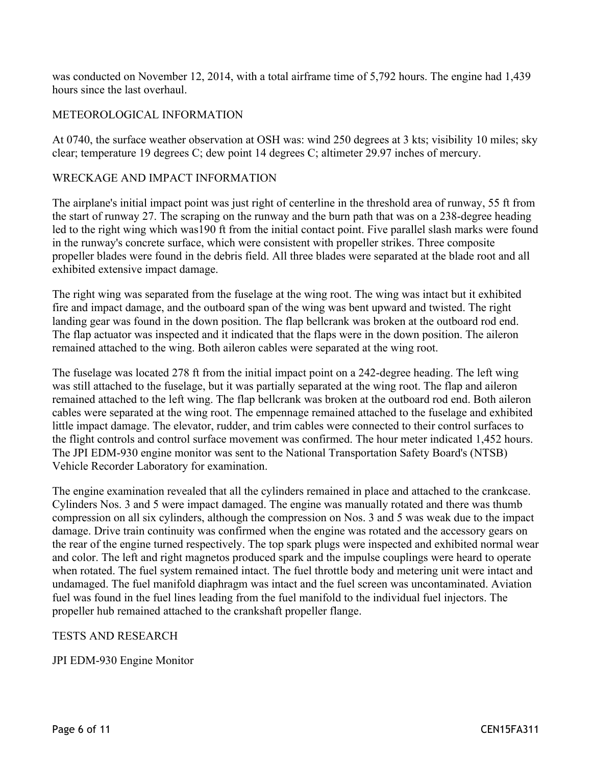was conducted on November 12, 2014, with a total airframe time of 5,792 hours. The engine had 1,439 hours since the last overhaul.

## METEOROLOGICAL INFORMATION

At 0740, the surface weather observation at OSH was: wind 250 degrees at 3 kts; visibility 10 miles; sky clear; temperature 19 degrees C; dew point 14 degrees C; altimeter 29.97 inches of mercury.

## WRECKAGE AND IMPACT INFORMATION

The airplane's initial impact point was just right of centerline in the threshold area of runway, 55 ft from the start of runway 27. The scraping on the runway and the burn path that was on a 238-degree heading led to the right wing which was190 ft from the initial contact point. Five parallel slash marks were found in the runway's concrete surface, which were consistent with propeller strikes. Three composite propeller blades were found in the debris field. All three blades were separated at the blade root and all exhibited extensive impact damage.

The right wing was separated from the fuselage at the wing root. The wing was intact but it exhibited fire and impact damage, and the outboard span of the wing was bent upward and twisted. The right landing gear was found in the down position. The flap bellcrank was broken at the outboard rod end. The flap actuator was inspected and it indicated that the flaps were in the down position. The aileron remained attached to the wing. Both aileron cables were separated at the wing root.

The fuselage was located 278 ft from the initial impact point on a 242-degree heading. The left wing was still attached to the fuselage, but it was partially separated at the wing root. The flap and aileron remained attached to the left wing. The flap bellcrank was broken at the outboard rod end. Both aileron cables were separated at the wing root. The empennage remained attached to the fuselage and exhibited little impact damage. The elevator, rudder, and trim cables were connected to their control surfaces to the flight controls and control surface movement was confirmed. The hour meter indicated 1,452 hours. The JPI EDM-930 engine monitor was sent to the National Transportation Safety Board's (NTSB) Vehicle Recorder Laboratory for examination.

The engine examination revealed that all the cylinders remained in place and attached to the crankcase. Cylinders Nos. 3 and 5 were impact damaged. The engine was manually rotated and there was thumb compression on all six cylinders, although the compression on Nos. 3 and 5 was weak due to the impact damage. Drive train continuity was confirmed when the engine was rotated and the accessory gears on the rear of the engine turned respectively. The top spark plugs were inspected and exhibited normal wear and color. The left and right magnetos produced spark and the impulse couplings were heard to operate when rotated. The fuel system remained intact. The fuel throttle body and metering unit were intact and undamaged. The fuel manifold diaphragm was intact and the fuel screen was uncontaminated. Aviation fuel was found in the fuel lines leading from the fuel manifold to the individual fuel injectors. The propeller hub remained attached to the crankshaft propeller flange.

## TESTS AND RESEARCH

### JPI EDM-930 Engine Monitor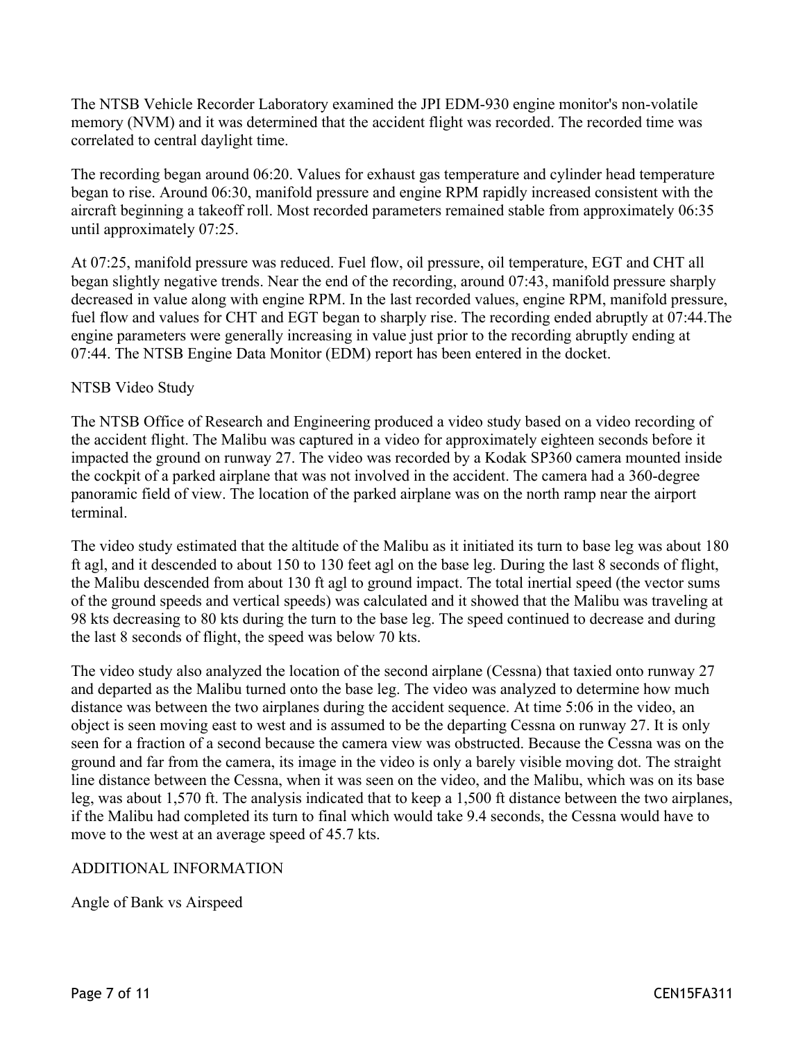The NTSB Vehicle Recorder Laboratory examined the JPI EDM-930 engine monitor's non-volatile memory (NVM) and it was determined that the accident flight was recorded. The recorded time was correlated to central daylight time.

The recording began around 06:20. Values for exhaust gas temperature and cylinder head temperature began to rise. Around 06:30, manifold pressure and engine RPM rapidly increased consistent with the aircraft beginning a takeoff roll. Most recorded parameters remained stable from approximately 06:35 until approximately 07:25.

At 07:25, manifold pressure was reduced. Fuel flow, oil pressure, oil temperature, EGT and CHT all began slightly negative trends. Near the end of the recording, around 07:43, manifold pressure sharply decreased in value along with engine RPM. In the last recorded values, engine RPM, manifold pressure, fuel flow and values for CHT and EGT began to sharply rise. The recording ended abruptly at 07:44.The engine parameters were generally increasing in value just prior to the recording abruptly ending at 07:44. The NTSB Engine Data Monitor (EDM) report has been entered in the docket.

NTSB Video Study

The NTSB Office of Research and Engineering produced a video study based on a video recording of the accident flight. The Malibu was captured in a video for approximately eighteen seconds before it impacted the ground on runway 27. The video was recorded by a Kodak SP360 camera mounted inside the cockpit of a parked airplane that was not involved in the accident. The camera had a 360-degree panoramic field of view. The location of the parked airplane was on the north ramp near the airport terminal.

The video study estimated that the altitude of the Malibu as it initiated its turn to base leg was about 180 ft agl, and it descended to about 150 to 130 feet agl on the base leg. During the last 8 seconds of flight, the Malibu descended from about 130 ft agl to ground impact. The total inertial speed (the vector sums of the ground speeds and vertical speeds) was calculated and it showed that the Malibu was traveling at 98 kts decreasing to 80 kts during the turn to the base leg. The speed continued to decrease and during the last 8 seconds of flight, the speed was below 70 kts.

The video study also analyzed the location of the second airplane (Cessna) that taxied onto runway 27 and departed as the Malibu turned onto the base leg. The video was analyzed to determine how much distance was between the two airplanes during the accident sequence. At time 5:06 in the video, an object is seen moving east to west and is assumed to be the departing Cessna on runway 27. It is only seen for a fraction of a second because the camera view was obstructed. Because the Cessna was on the ground and far from the camera, its image in the video is only a barely visible moving dot. The straight line distance between the Cessna, when it was seen on the video, and the Malibu, which was on its base leg, was about 1,570 ft. The analysis indicated that to keep a 1,500 ft distance between the two airplanes, if the Malibu had completed its turn to final which would take 9.4 seconds, the Cessna would have to move to the west at an average speed of 45.7 kts.

ADDITIONAL INFORMATION

Angle of Bank vs Airspeed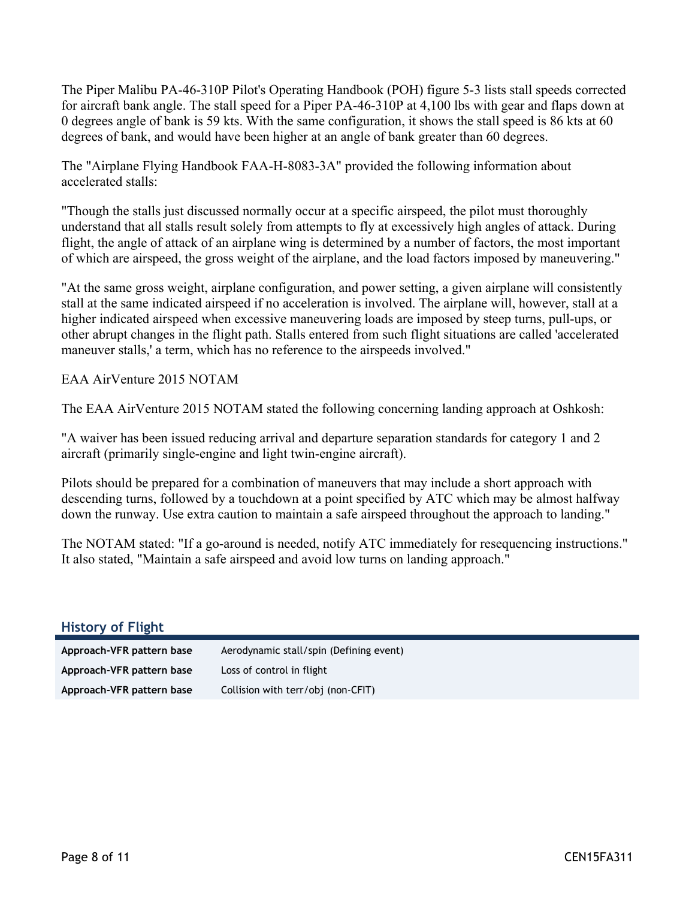The Piper Malibu PA-46-310P Pilot's Operating Handbook (POH) figure 5-3 lists stall speeds corrected for aircraft bank angle. The stall speed for a Piper PA-46-310P at 4,100 lbs with gear and flaps down at 0 degrees angle of bank is 59 kts. With the same configuration, it shows the stall speed is 86 kts at 60 degrees of bank, and would have been higher at an angle of bank greater than 60 degrees.

The "Airplane Flying Handbook FAA-H-8083-3A" provided the following information about accelerated stalls:

"Though the stalls just discussed normally occur at a specific airspeed, the pilot must thoroughly understand that all stalls result solely from attempts to fly at excessively high angles of attack. During flight, the angle of attack of an airplane wing is determined by a number of factors, the most important of which are airspeed, the gross weight of the airplane, and the load factors imposed by maneuvering."

"At the same gross weight, airplane configuration, and power setting, a given airplane will consistently stall at the same indicated airspeed if no acceleration is involved. The airplane will, however, stall at a higher indicated airspeed when excessive maneuvering loads are imposed by steep turns, pull-ups, or other abrupt changes in the flight path. Stalls entered from such flight situations are called 'accelerated maneuver stalls,' a term, which has no reference to the airspeeds involved."

EAA AirVenture 2015 NOTAM

The EAA AirVenture 2015 NOTAM stated the following concerning landing approach at Oshkosh:

"A waiver has been issued reducing arrival and departure separation standards for category 1 and 2 aircraft (primarily single-engine and light twin-engine aircraft).

Pilots should be prepared for a combination of maneuvers that may include a short approach with descending turns, followed by a touchdown at a point specified by ATC which may be almost halfway down the runway. Use extra caution to maintain a safe airspeed throughout the approach to landing."

The NOTAM stated: "If a go-around is needed, notify ATC immediately for resequencing instructions." It also stated, "Maintain a safe airspeed and avoid low turns on landing approach."

## History of Flight

| | |
|---|---|
| **Approach-VFR pattern base** | Aerodynamic stall/spin (Defining event) |
| **Approach-VFR pattern base** | Loss of control in flight |
| **Approach-VFR pattern base** | Collision with terr/obj (non-CFIT) |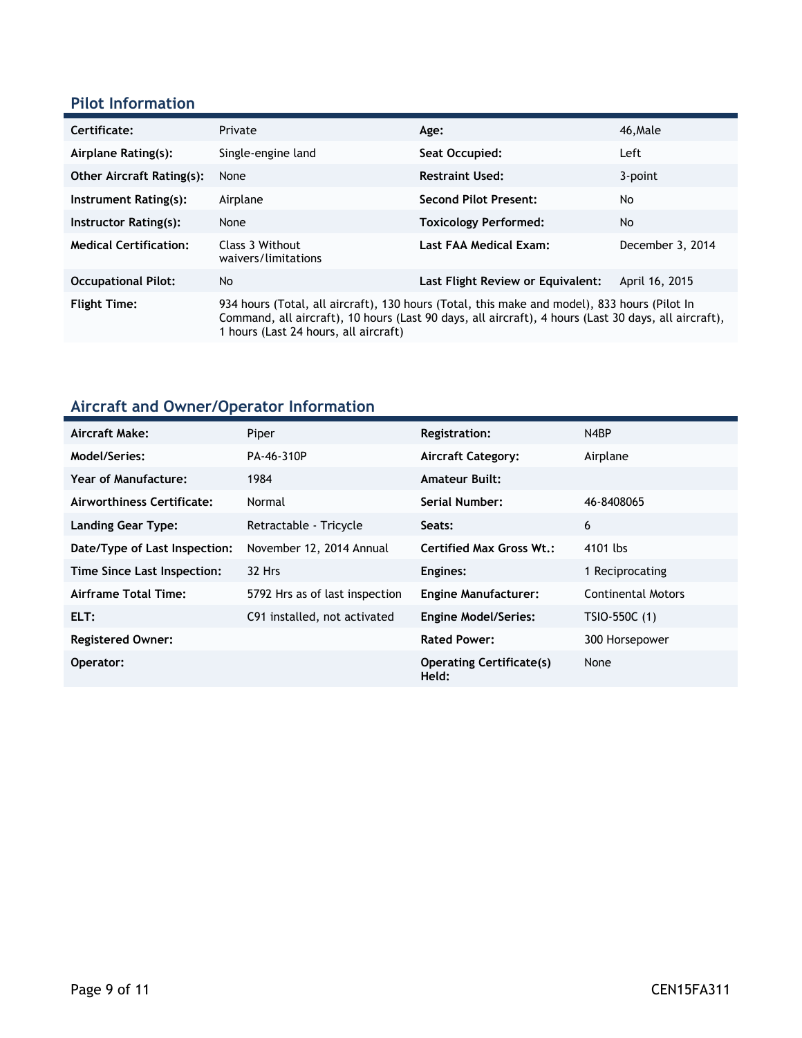## Pilot Information

| | | | |
|---|---|---|---|
| **Certificate:** | Private | **Age:** | 46,Male |
| **Airplane Rating(s):** | Single-engine land | **Seat Occupied:** | Left |
| **Other Aircraft Rating(s):** | None | **Restraint Used:** | 3-point |
| **Instrument Rating(s):** | Airplane | **Second Pilot Present:** | No |
| **Instructor Rating(s):** | None | **Toxicology Performed:** | No |
| **Medical Certification:** | Class 3 Without waivers/limitations | **Last FAA Medical Exam:** | December 3, 2014 |
| **Occupational Pilot:** | No | **Last Flight Review or Equivalent:** | April 16, 2015 |
| **Flight Time:** | 934 hours (Total, all aircraft), 130 hours (Total, this make and model), 833 hours (Pilot In Command, all aircraft), 10 hours (Last 90 days, all aircraft), 4 hours (Last 30 days, all aircraft), 1 hours (Last 24 hours, all aircraft) | | |

## Aircraft and Owner/Operator Information

| | | | |
|---|---|---|---|
| **Aircraft Make:** | Piper | **Registration:** | N4BP |
| **Model/Series:** | PA-46-310P | **Aircraft Category:** | Airplane |
| **Year of Manufacture:** | 1984 | **Amateur Built:** | |
| **Airworthiness Certificate:** | Normal | **Serial Number:** | 46-8408065 |
| **Landing Gear Type:** | Retractable - Tricycle | **Seats:** | 6 |
| **Date/Type of Last Inspection:** | November 12, 2014 Annual | **Certified Max Gross Wt.:** | 4101 lbs |
| **Time Since Last Inspection:** | 32 Hrs | **Engines:** | 1 Reciprocating |
| **Airframe Total Time:** | 5792 Hrs as of last inspection | **Engine Manufacturer:** | Continental Motors |
| **ELT:** | C91 installed, not activated | **Engine Model/Series:** | TSIO-550C (1) |
| **Registered Owner:** | | **Rated Power:** | 300 Horsepower |
| **Operator:** | | **Operating Certificate(s) Held:** | None |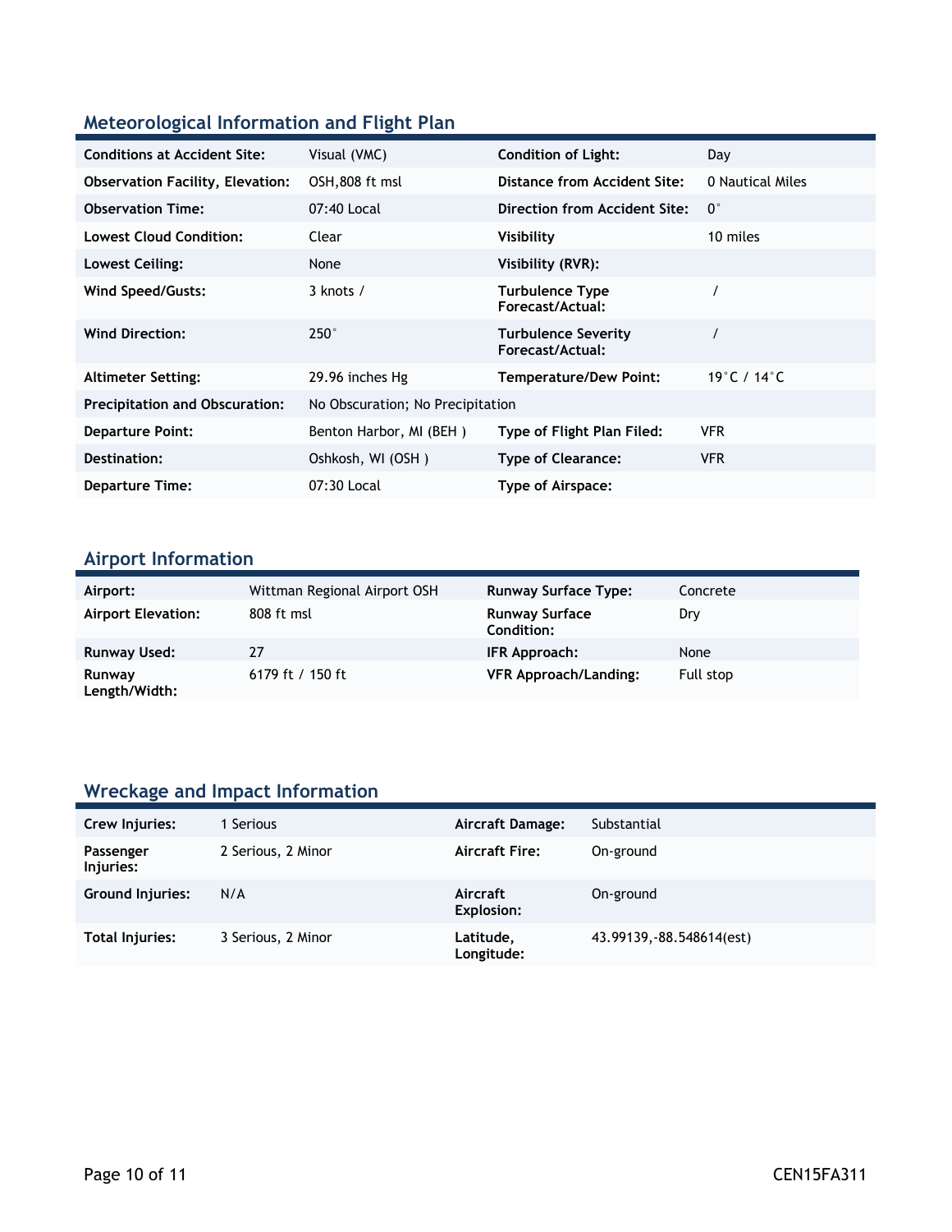## Meteorological Information and Flight Plan

| | | | |
|---|---|---|---|
| **Conditions at Accident Site:** | Visual (VMC) | **Condition of Light:** | Day |
| **Observation Facility, Elevation:** | OSH,808 ft msl | **Distance from Accident Site:** | 0 Nautical Miles |
| **Observation Time:** | 07:40 Local | **Direction from Accident Site:** | 0° |
| **Lowest Cloud Condition:** | Clear | **Visibility** | 10 miles |
| **Lowest Ceiling:** | None | **Visibility (RVR):** | |
| **Wind Speed/Gusts:** | 3 knots / | **Turbulence Type Forecast/Actual:** | / |
| **Wind Direction:** | 250° | **Turbulence Severity Forecast/Actual:** | / |
| **Altimeter Setting:** | 29.96 inches Hg | **Temperature/Dew Point:** | 19°C / 14°C |
| **Precipitation and Obscuration:** | No Obscuration; No Precipitation | | |
| **Departure Point:** | Benton Harbor, MI (BEH ) | **Type of Flight Plan Filed:** | VFR |
| **Destination:** | Oshkosh, WI (OSH ) | **Type of Clearance:** | VFR |
| **Departure Time:** | 07:30 Local | **Type of Airspace:** | |

## Airport Information

| | | | |
|---|---|---|---|
| **Airport:** | Wittman Regional Airport OSH | **Runway Surface Type:** | Concrete |
| **Airport Elevation:** | 808 ft msl | **Runway Surface Condition:** | Dry |
| **Runway Used:** | 27 | **IFR Approach:** | None |
| **Runway Length/Width:** | 6179 ft / 150 ft | **VFR Approach/Landing:** | Full stop |

## Wreckage and Impact Information

| | | | |
|---|---|---|---|
| **Crew Injuries:** | 1 Serious | **Aircraft Damage:** | Substantial |
| **Passenger Injuries:** | 2 Serious, 2 Minor | **Aircraft Fire:** | On-ground |
| **Ground Injuries:** | N/A | **Aircraft Explosion:** | On-ground |
| **Total Injuries:** | 3 Serious, 2 Minor | **Latitude, Longitude:** | 43.99139,-88.548614(est) |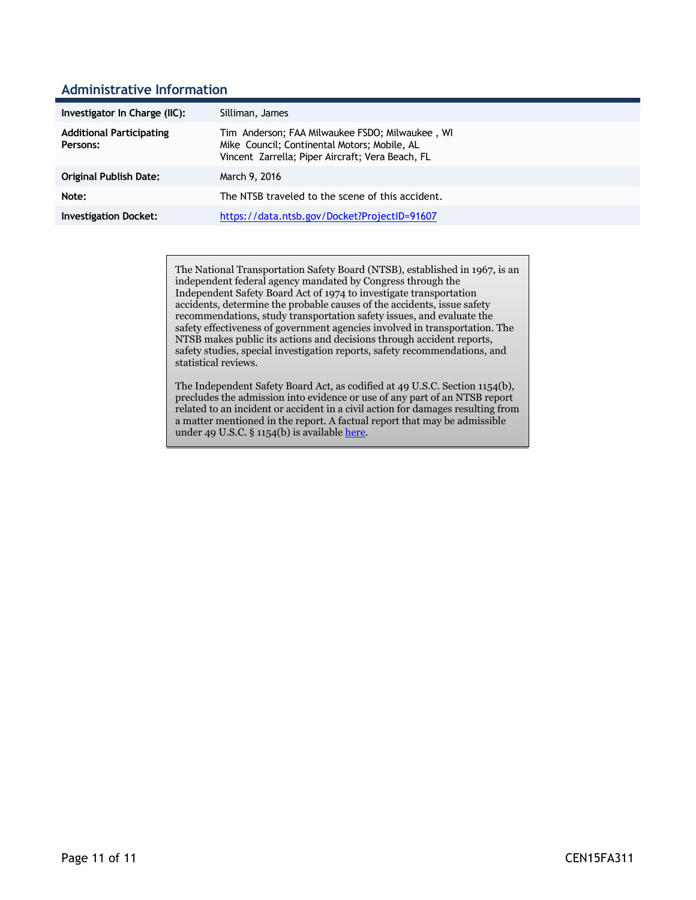## Administrative Information

| | |
|---|---|
| **Investigator In Charge (IIC):** | Silliman, James |
| **Additional Participating Persons:** | Tim Anderson; FAA Milwaukee FSDO; Milwaukee , WI<br>Mike Council; Continental Motors; Mobile, AL<br>Vincent Zarrella; Piper Aircraft; Vera Beach, FL |
| **Original Publish Date:** | March 9, 2016 |
| **Note:** | The NTSB traveled to the scene of this accident. |
| **Investigation Docket:** | https://data.ntsb.gov/Docket?ProjectID=91607 |

The National Transportation Safety Board (NTSB), established in 1967, is an independent federal agency mandated by Congress through the Independent Safety Board Act of 1974 to investigate transportation accidents, determine the probable causes of the accidents, issue safety recommendations, study transportation safety issues, and evaluate the safety effectiveness of government agencies involved in transportation. The NTSB makes public its actions and decisions through accident reports, safety studies, special investigation reports, safety recommendations, and statistical reviews.

The Independent Safety Board Act, as codified at 49 U.S.C. Section 1154(b), precludes the admission into evidence or use of any part of an NTSB report related to an incident or accident in a civil action for damages resulting from a matter mentioned in the report. A factual report that may be admissible under 49 U.S.C. § 1154(b) is available here.